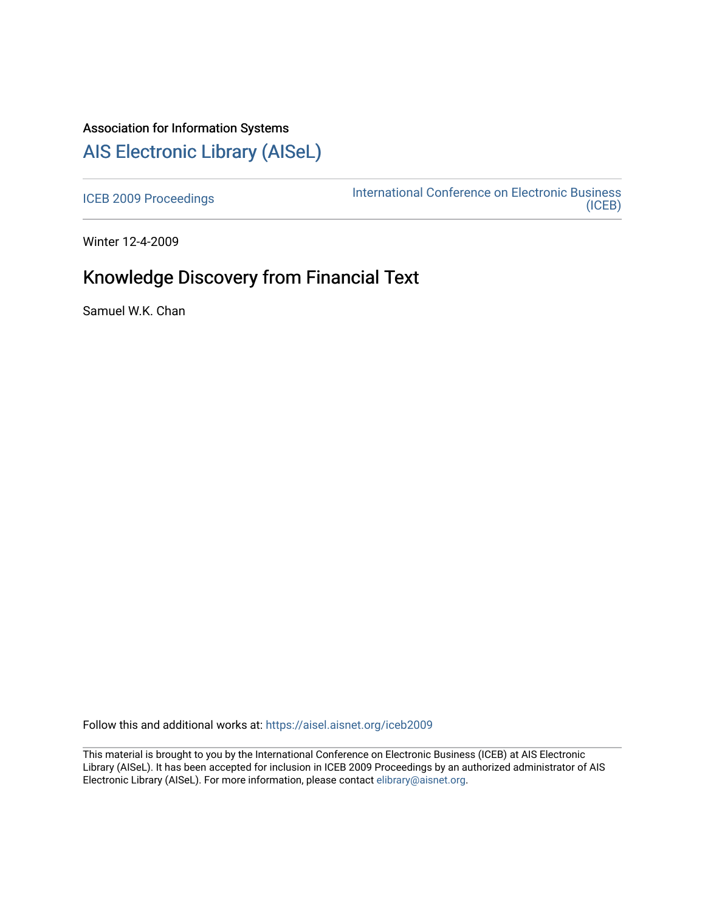Association for Information Systems

# AIS Electronic Library (AISeL)

ICEB 2009 Proceedings

International Conference on Electronic Business (ICEB)

Winter 12-4-2009

## Knowledge Discovery from Financial Text

Samuel W.K. Chan

Follow this and additional works at: https://aisel.aisnet.org/iceb2009

This material is brought to you by the International Conference on Electronic Business (ICEB) at AIS Electronic Library (AISeL). It has been accepted for inclusion in ICEB 2009 Proceedings by an authorized administrator of AIS Electronic Library (AISeL). For more information, please contact elibrary@aisnet.org.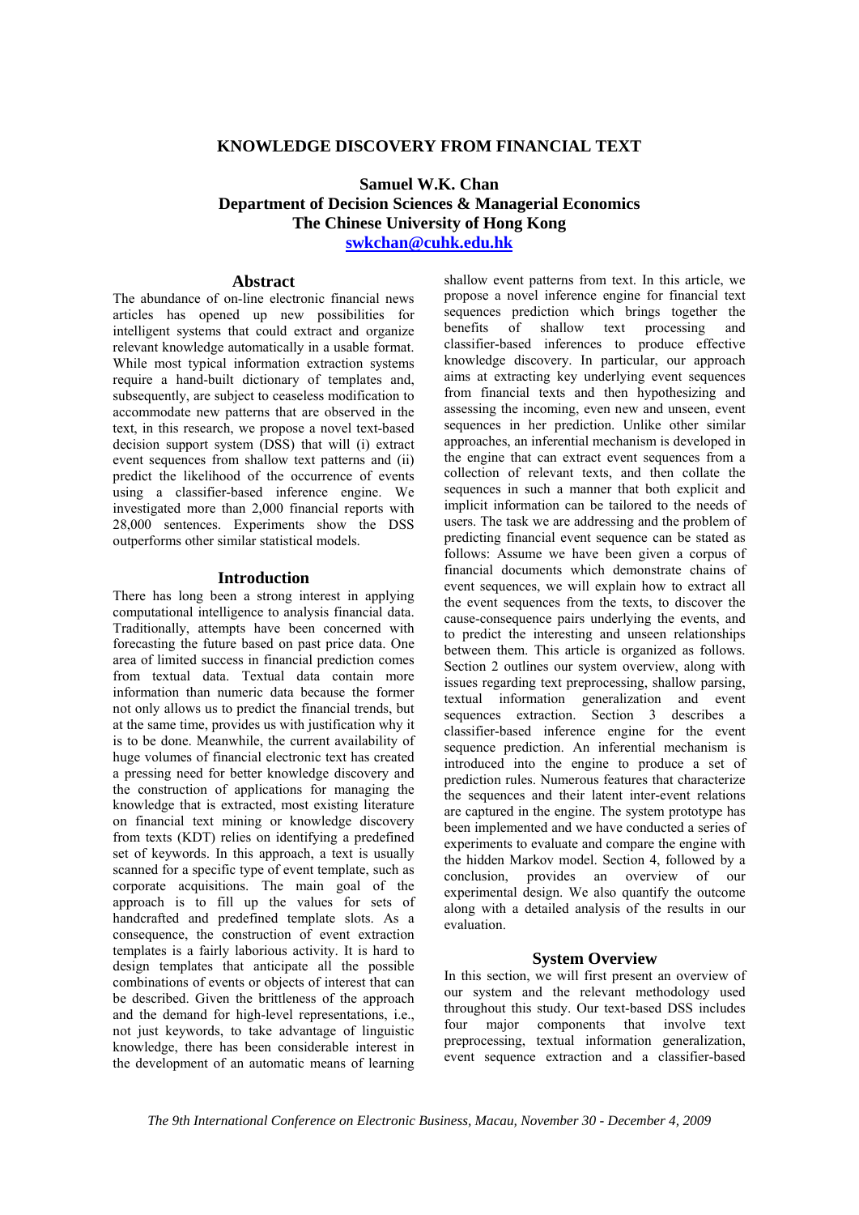# KNOWLEDGE DISCOVERY FROM FINANCIAL TEXT

**Samuel W.K. Chan**
**Department of Decision Sciences & Managerial Economics**
**The Chinese University of Hong Kong**
**swkchan@cuhk.edu.hk**

## Abstract

The abundance of on-line electronic financial news articles has opened up new possibilities for intelligent systems that could extract and organize relevant knowledge automatically in a usable format. While most typical information extraction systems require a hand-built dictionary of templates and, subsequently, are subject to ceaseless modification to accommodate new patterns that are observed in the text, in this research, we propose a novel text-based decision support system (DSS) that will (i) extract event sequences from shallow text patterns and (ii) predict the likelihood of the occurrence of events using a classifier-based inference engine. We investigated more than 2,000 financial reports with 28,000 sentences. Experiments show the DSS outperforms other similar statistical models.

## Introduction

There has long been a strong interest in applying computational intelligence to analysis financial data. Traditionally, attempts have been concerned with forecasting the future based on past price data. One area of limited success in financial prediction comes from textual data. Textual data contain more information than numeric data because the former not only allows us to predict the financial trends, but at the same time, provides us with justification why it is to be done. Meanwhile, the current availability of huge volumes of financial electronic text has created a pressing need for better knowledge discovery and the construction of applications for managing the knowledge that is extracted, most existing literature on financial text mining or knowledge discovery from texts (KDT) relies on identifying a predefined set of keywords. In this approach, a text is usually scanned for a specific type of event template, such as corporate acquisitions. The main goal of the approach is to fill up the values for sets of handcrafted and predefined template slots. As a consequence, the construction of event extraction templates is a fairly laborious activity. It is hard to design templates that anticipate all the possible combinations of events or objects of interest that can be described. Given the brittleness of the approach and the demand for high-level representations, i.e., not just keywords, to take advantage of linguistic knowledge, there has been considerable interest in the development of an automatic means of learning shallow event patterns from text. In this article, we propose a novel inference engine for financial text sequences prediction which brings together the benefits of shallow text processing and classifier-based inferences to produce effective knowledge discovery. In particular, our approach aims at extracting key underlying event sequences from financial texts and then hypothesizing and assessing the incoming, even new and unseen, event sequences in her prediction. Unlike other similar approaches, an inferential mechanism is developed in the engine that can extract event sequences from a collection of relevant texts, and then collate the sequences in such a manner that both explicit and implicit information can be tailored to the needs of users. The task we are addressing and the problem of predicting financial event sequence can be stated as follows: Assume we have been given a corpus of financial documents which demonstrate chains of event sequences, we will explain how to extract all the event sequences from the texts, to discover the cause-consequence pairs underlying the events, and to predict the interesting and unseen relationships between them. This article is organized as follows. Section 2 outlines our system overview, along with issues regarding text preprocessing, shallow parsing, textual information generalization and event sequences extraction. Section 3 describes a classifier-based inference engine for the event sequence prediction. An inferential mechanism is introduced into the engine to produce a set of prediction rules. Numerous features that characterize the sequences and their latent inter-event relations are captured in the engine. The system prototype has been implemented and we have conducted a series of experiments to evaluate and compare the engine with the hidden Markov model. Section 4, followed by a conclusion, provides an overview of our experimental design. We also quantify the outcome along with a detailed analysis of the results in our evaluation.

## System Overview

In this section, we will first present an overview of our system and the relevant methodology used throughout this study. Our text-based DSS includes four major components that involve text preprocessing, textual information generalization, event sequence extraction and a classifier-based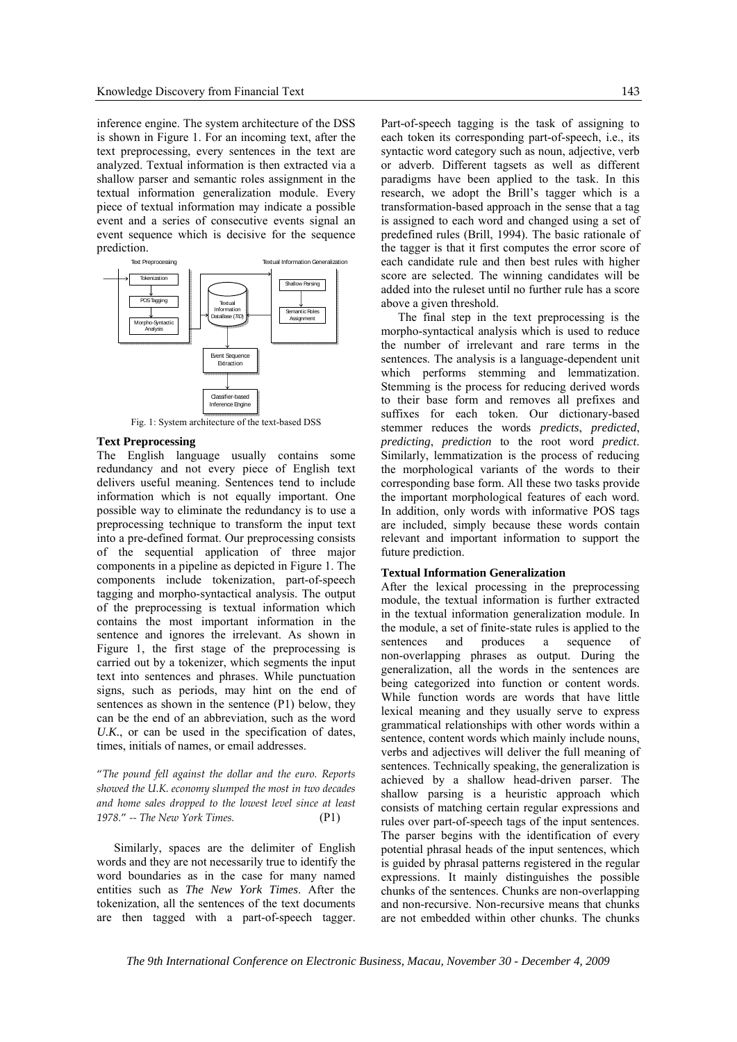inference engine. The system architecture of the DSS is shown in Figure 1. For an incoming text, after the text preprocessing, every sentences in the text are analyzed. Textual information is then extracted via a shallow parser and semantic roles assignment in the textual information generalization module. Every piece of textual information may indicate a possible event and a series of consecutive events signal an event sequence which is decisive for the sequence prediction.

Fig. 1: System architecture of the text-based DSS

### Text Preprocessing

The English language usually contains some redundancy and not every piece of English text delivers useful meaning. Sentences tend to include information which is not equally important. One possible way to eliminate the redundancy is to use a preprocessing technique to transform the input text into a pre-defined format. Our preprocessing consists of the sequential application of three major components in a pipeline as depicted in Figure 1. The components include tokenization, part-of-speech tagging and morpho-syntactical analysis. The output of the preprocessing is textual information which contains the most important information in the sentence and ignores the irrelevant. As shown in Figure 1, the first stage of the preprocessing is carried out by a tokenizer, which segments the input text into sentences and phrases. While punctuation signs, such as periods, may hint on the end of sentences as shown in the sentence (P1) below, they can be the end of an abbreviation, such as the word *U.K.*, or can be used in the specification of dates, times, initials of names, or email addresses.

"*The pound fell against the dollar and the euro. Reports showed the U.K. economy slumped the most in two decades and home sales dropped to the lowest level since at least 1978.*" *-- The New York Times.* (P1)

Similarly, spaces are the delimiter of English words and they are not necessarily true to identify the word boundaries as in the case for many named entities such as *The New York Times*. After the tokenization, all the sentences of the text documents are then tagged with a part-of-speech tagger. Part-of-speech tagging is the task of assigning to each token its corresponding part-of-speech, i.e., its syntactic word category such as noun, adjective, verb or adverb. Different tagsets as well as different paradigms have been applied to the task. In this research, we adopt the Brill's tagger which is a transformation-based approach in the sense that a tag is assigned to each word and changed using a set of predefined rules (Brill, 1994). The basic rationale of the tagger is that it first computes the error score of each candidate rule and then best rules with higher score are selected. The winning candidates will be added into the ruleset until no further rule has a score above a given threshold.

The final step in the text preprocessing is the morpho-syntactical analysis which is used to reduce the number of irrelevant and rare terms in the sentences. The analysis is a language-dependent unit which performs stemming and lemmatization. Stemming is the process for reducing derived words to their base form and removes all prefixes and suffixes for each token. Our dictionary-based stemmer reduces the words *predicts*, *predicted*, *predicting*, *prediction* to the root word *predict*. Similarly, lemmatization is the process of reducing the morphological variants of the words to their corresponding base form. All these two tasks provide the important morphological features of each word. In addition, only words with informative POS tags are included, simply because these words contain relevant and important information to support the future prediction.

### Textual Information Generalization

After the lexical processing in the preprocessing module, the textual information is further extracted in the textual information generalization module. In the module, a set of finite-state rules is applied to the sentences and produces a sequence of non-overlapping phrases as output. During the generalization, all the words in the sentences are being categorized into function or content words. While function words are words that have little lexical meaning and they usually serve to express grammatical relationships with other words within a sentence, content words which mainly include nouns, verbs and adjectives will deliver the full meaning of sentences. Technically speaking, the generalization is achieved by a shallow head-driven parser. The shallow parsing is a heuristic approach which consists of matching certain regular expressions and rules over part-of-speech tags of the input sentences. The parser begins with the identification of every potential phrasal heads of the input sentences, which is guided by phrasal patterns registered in the regular expressions. It mainly distinguishes the possible chunks of the sentences. Chunks are non-overlapping and non-recursive. Non-recursive means that chunks are not embedded within other chunks. The chunks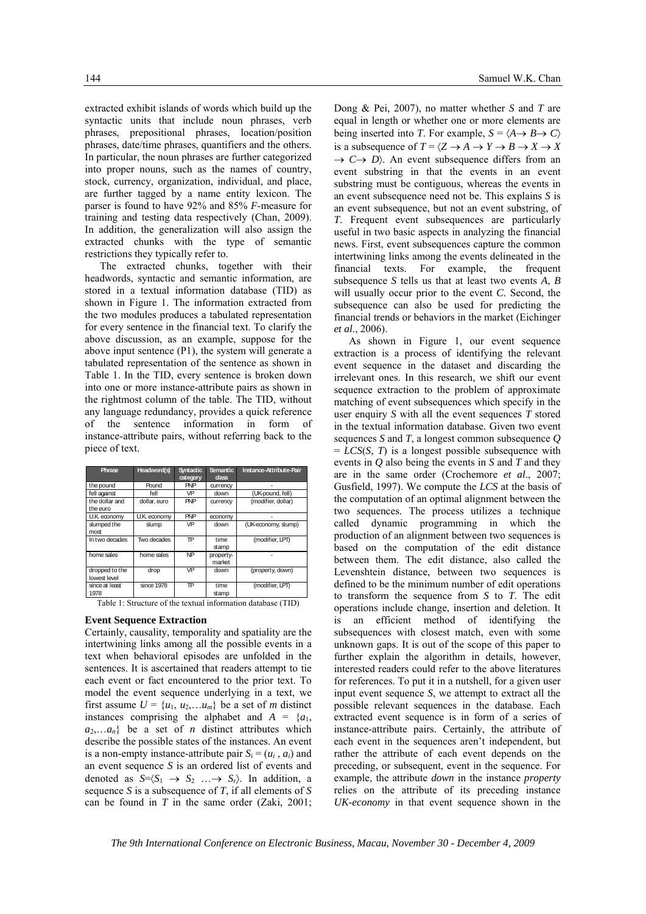extracted exhibit islands of words which build up the syntactic units that include noun phrases, verb phrases, prepositional phrases, location/position phrases, date/time phrases, quantifiers and the others. In particular, the noun phrases are further categorized into proper nouns, such as the names of country, stock, currency, organization, individual, and place, are further tagged by a name entity lexicon. The parser is found to have 92% and 85% *F*-measure for training and testing data respectively (Chan, 2009). In addition, the generalization will also assign the extracted chunks with the type of semantic restrictions they typically refer to.

The extracted chunks, together with their headwords, syntactic and semantic information, are stored in a textual information database (TID) as shown in Figure 1. The information extracted from the two modules produces a tabulated representation for every sentence in the financial text. To clarify the above discussion, as an example, suppose for the above input sentence (P1), the system will generate a tabulated representation of the sentence as shown in Table 1. In the TID, every sentence is broken down into one or more instance-attribute pairs as shown in the rightmost column of the table. The TID, without any language redundancy, provides a quick reference of the sentence information in form of instance-attribute pairs, without referring back to the piece of text.

| Phrase | Headword(s) | Syntactic category | Semantic class | Instance-Attribute-Pair |
|---|---|---|---|---|
| the pound | Pound | PNP | currency | - |
| fell against | fell | VP | down | (UK-pound, fell) |
| the dollar and the euro | dollar, euro | PNP | currency | (modifier, dollar) |
| U.K. economy | U.K. economy | PNP | economy | - |
| slumped the most | slump | VP | down | (UK-economy, slump) |
| In two decades | Two decades | TP | time stamp | (modifier, LPT) |
| home sales | home sales | NP | property-market | - |
| dropped to the lowest level | drop | VP | down | (property, down) |
| since at least 1978 | since 1978 | TP | time stamp | (modifier, LPT) |

Table 1: Structure of the textual information database (TID)

### Event Sequence Extraction

Certainly, causality, temporality and spatiality are the intertwining links among all the possible events in a text when behavioral episodes are unfolded in the sentences. It is ascertained that readers attempt to tie each event or fact encountered to the prior text. To model the event sequence underlying in a text, we first assume $U = \{u_1, u_2, \ldots u_m\}$ be a set of *m* distinct instances comprising the alphabet and $A = \{a_1, a_2, \ldots a_n\}$ be a set of *n* distinct attributes which describe the possible states of the instances. An event is a non-empty instance-attribute pair $S_i = (u_i, a_i)$ and an event sequence *S* is an ordered list of events and denoted as $S = \langle S_1 \rightarrow S_2 \ldots \rightarrow S_r \rangle$. In addition, a sequence *S* is a subsequence of *T*, if all elements of *S* can be found in *T* in the same order (Zaki, 2001; Dong & Pei, 2007), no matter whether *S* and *T* are equal in length or whether one or more elements are being inserted into *T*. For example, $S = \langle A \rightarrow B \rightarrow C \rangle$ is a subsequence of $T = \langle Z \rightarrow A \rightarrow Y \rightarrow B \rightarrow X \rightarrow X \rightarrow C \rightarrow D \rangle$. An event subsequence differs from an event substring in that the events in an event substring must be contiguous, whereas the events in an event subsequence need not be. This explains *S* is an event subsequence, but not an event substring, of *T*. Frequent event subsequences are particularly useful in two basic aspects in analyzing the financial news. First, event subsequences capture the common intertwining links among the events delineated in the financial texts. For example, the frequent subsequence *S* tells us that at least two events *A*, *B* will usually occur prior to the event *C*. Second, the subsequence can also be used for predicting the financial trends or behaviors in the market (Eichinger *et al*., 2006).

As shown in Figure 1, our event sequence extraction is a process of identifying the relevant event sequence in the dataset and discarding the irrelevant ones. In this research, we shift our event sequence extraction to the problem of approximate matching of event subsequences which specify in the user enquiry *S* with all the event sequences *T* stored in the textual information database. Given two event sequences *S* and *T*, a longest common subsequence *Q* = *LCS*(*S*, *T*) is a longest possible subsequence with events in *Q* also being the events in *S* and *T* and they are in the same order (Crochemore *et al*., 2007; Gusfield, 1997). We compute the *LCS* at the basis of the computation of an optimal alignment between the two sequences. The process utilizes a technique called dynamic programming in which the production of an alignment between two sequences is based on the computation of the edit distance between them. The edit distance, also called the Levenshtein distance, between two sequences is defined to be the minimum number of edit operations to transform the sequence from *S* to *T*. The edit operations include change, insertion and deletion. It is an efficient method of identifying the subsequences with closest match, even with some unknown gaps. It is out of the scope of this paper to further explain the algorithm in details, however, interested readers could refer to the above literatures for references. To put it in a nutshell, for a given user input event sequence *S*, we attempt to extract all the possible relevant sequences in the database. Each extracted event sequence is in form of a series of instance-attribute pairs. Certainly, the attribute of each event in the sequences aren't independent, but rather the attribute of each event depends on the preceding, or subsequent, event in the sequence. For example, the attribute *down* in the instance *property* relies on the attribute of its preceding instance *UK-economy* in that event sequence shown in the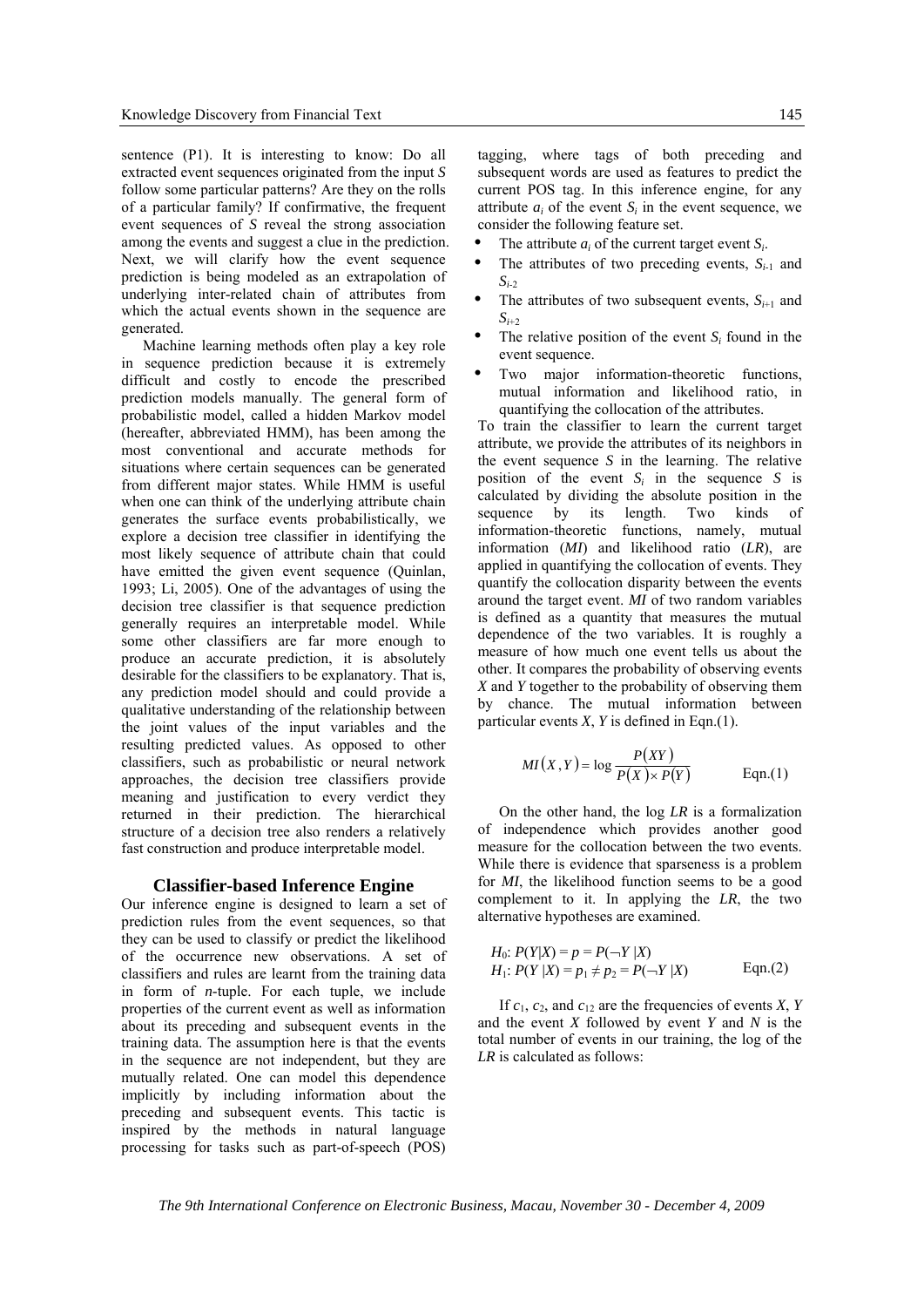sentence (P1). It is interesting to know: Do all extracted event sequences originated from the input *S* follow some particular patterns? Are they on the rolls of a particular family? If confirmative, the frequent event sequences of *S* reveal the strong association among the events and suggest a clue in the prediction. Next, we will clarify how the event sequence prediction is being modeled as an extrapolation of underlying inter-related chain of attributes from which the actual events shown in the sequence are generated.

Machine learning methods often play a key role in sequence prediction because it is extremely difficult and costly to encode the prescribed prediction models manually. The general form of probabilistic model, called a hidden Markov model (hereafter, abbreviated HMM), has been among the most conventional and accurate methods for situations where certain sequences can be generated from different major states. While HMM is useful when one can think of the underlying attribute chain generates the surface events probabilistically, we explore a decision tree classifier in identifying the most likely sequence of attribute chain that could have emitted the given event sequence (Quinlan, 1993; Li, 2005). One of the advantages of using the decision tree classifier is that sequence prediction generally requires an interpretable model. While some other classifiers are far more enough to produce an accurate prediction, it is absolutely desirable for the classifiers to be explanatory. That is, any prediction model should and could provide a qualitative understanding of the relationship between the joint values of the input variables and the resulting predicted values. As opposed to other classifiers, such as probabilistic or neural network approaches, the decision tree classifiers provide meaning and justification to every verdict they returned in their prediction. The hierarchical structure of a decision tree also renders a relatively fast construction and produce interpretable model.

## Classifier-based Inference Engine

Our inference engine is designed to learn a set of prediction rules from the event sequences, so that they can be used to classify or predict the likelihood of the occurrence new observations. A set of classifiers and rules are learnt from the training data in form of *n*-tuple. For each tuple, we include properties of the current event as well as information about its preceding and subsequent events in the training data. The assumption here is that the events in the sequence are not independent, but they are mutually related. One can model this dependence implicitly by including information about the preceding and subsequent events. This tactic is inspired by the methods in natural language processing for tasks such as part-of-speech (POS) tagging, where tags of both preceding and subsequent words are used as features to predict the current POS tag. In this inference engine, for any attribute $a_i$ of the event $S_i$ in the event sequence, we consider the following feature set.

- The attribute $a_i$ of the current target event $S_i$.
- The attributes of two preceding events, $S_{i-1}$ and $S_{i-2}$
- The attributes of two subsequent events, $S_{i+1}$ and $S_{i+2}$
- The relative position of the event $S_i$ found in the event sequence.
- Two major information-theoretic functions, mutual information and likelihood ratio, in quantifying the collocation of the attributes.

To train the classifier to learn the current target attribute, we provide the attributes of its neighbors in the event sequence *S* in the learning. The relative position of the event $S_i$ in the sequence *S* is calculated by dividing the absolute position in the sequence by its length. Two kinds of information-theoretic functions, namely, mutual information (*MI*) and likelihood ratio (*LR*), are applied in quantifying the collocation of events. They quantify the collocation disparity between the events around the target event. *MI* of two random variables is defined as a quantity that measures the mutual dependence of the two variables. It is roughly a measure of how much one event tells us about the other. It compares the probability of observing events *X* and *Y* together to the probability of observing them by chance. The mutual information between particular events *X*, *Y* is defined in Eqn.(1).

$$MI(X,Y) = \log \frac{P(XY)}{P(X) \times P(Y)} \qquad \text{Eqn.(1)}$$

On the other hand, the log *LR* is a formalization of independence which provides another good measure for the collocation between the two events. While there is evidence that sparseness is a problem for *MI*, the likelihood function seems to be a good complement to it. In applying the *LR*, the two alternative hypotheses are examined.

$$\begin{aligned} &H_0\text{: } P(Y|X) = p = P(\neg Y\,|X) \\ &H_1\text{: } P(Y\,|X) = p_1 \neq p_2 = P(\neg Y\,|X) \end{aligned} \qquad \text{Eqn.(2)}$$

If $c_1$, $c_2$, and $c_{12}$ are the frequencies of events *X*, *Y* and the event *X* followed by event *Y* and *N* is the total number of events in our training, the log of the *LR* is calculated as follows: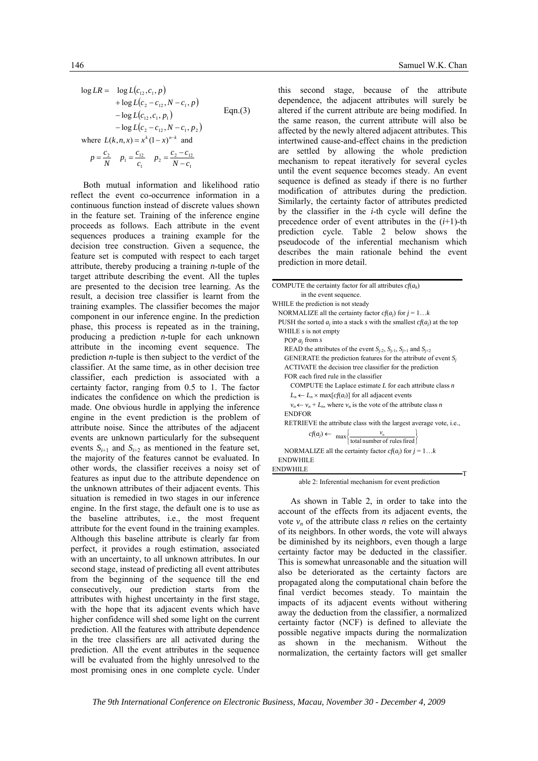$$
\begin{aligned}
\log LR = \; & \log L(c_{12}, c_1, p) \\
& + \log L(c_2 - c_{12}, N - c_1, p) \\
& - \log L(c_{12}, c_1, p_1) \\
& - \log L(c_2 - c_{12}, N - c_1, p_2)
\end{aligned}
\qquad \text{Eqn.(3)}
$$

where $L(k, n, x) = x^k (1 - x)^{n-k}$ and

$$
p = \frac{c_2}{N} \quad p_1 = \frac{c_{12}}{c_1} \quad p_2 = \frac{c_2 - c_{12}}{N - c_1}
$$

Both mutual information and likelihood ratio reflect the event co-occurrence information in a continuous function instead of discrete values shown in the feature set. Training of the inference engine proceeds as follows. Each attribute in the event sequences produces a training example for the decision tree construction. Given a sequence, the feature set is computed with respect to each target attribute, thereby producing a training *n*-tuple of the target attribute describing the event. All the tuples are presented to the decision tree learning. As the result, a decision tree classifier is learnt from the training examples. The classifier becomes the major component in our inference engine. In the prediction phase, this process is repeated as in the training, producing a prediction *n*-tuple for each unknown attribute in the incoming event sequence. The prediction *n*-tuple is then subject to the verdict of the classifier. At the same time, as in other decision tree classifier, each prediction is associated with a certainty factor, ranging from 0.5 to 1. The factor indicates the confidence on which the prediction is made. One obvious hurdle in applying the inference engine in the event prediction is the problem of attribute noise. Since the attributes of the adjacent events are unknown particularly for the subsequent events $S_{i+1}$ and $S_{i+2}$ as mentioned in the feature set, the majority of the features cannot be evaluated. In other words, the classifier receives a noisy set of features as input due to the attribute dependence on the unknown attributes of their adjacent events. This situation is remedied in two stages in our inference engine. In the first stage, the default one is to use as the baseline attributes, i.e., the most frequent attribute for the event found in the training examples. Although this baseline attribute is clearly far from perfect, it provides a rough estimation, associated with an uncertainty, to all unknown attributes. In our second stage, instead of predicting all event attributes from the beginning of the sequence till the end consecutively, our prediction starts from the attributes with highest uncertainty in the first stage, with the hope that its adjacent events which have higher confidence will shed some light on the current prediction. All the features with attribute dependence in the tree classifiers are all activated during the prediction. All the event attributes in the sequence will be evaluated from the highly unresolved to the most promising ones in one complete cycle. Under this second stage, because of the attribute dependence, the adjacent attributes will surely be altered if the current attribute are being modified. In the same reason, the current attribute will also be affected by the newly altered adjacent attributes. This intertwined cause-and-effect chains in the prediction are settled by allowing the whole prediction mechanism to repeat iteratively for several cycles until the event sequence becomes steady. An event sequence is defined as steady if there is no further modification of attributes during the prediction. Similarly, the certainty factor of attributes predicted by the classifier in the *i*-th cycle will define the precedence order of event attributes in the (*i*+1)-th prediction cycle. Table 2 below shows the pseudocode of the inferential mechanism which describes the main rationale behind the event prediction in more detail.

```
COMPUTE the certainty factor for all attributes cf(a_k)
        in the event sequence.
WHILE the prediction is not steady
  NORMALIZE all the certainty factor cf(a_j) for j = 1…k
  PUSH the sorted a_j into a stack s with the smallest cf(a_j) at the top
  WHILE s is not empty
    POP a_j from s
    READ the attributes of the event S_{j-2}, S_{j-1}, S_{j+1} and S_{j+2}
    GENERATE the prediction features for the attribute of event S_j
    ACTIVATE the decision tree classifier for the prediction
    FOR each fired rule in the classifier
      COMPUTE the Laplace estimate L for each attribute class n
      L_n ← L_n × max[cf(a_l)] for all adjacent events
      v_n ← v_n + L_n, where v_n is the vote of the attribute class n
    ENDFOR
    RETRIEVE the attribute class with the largest average vote, i.e.,
          cf(a_j) ← max{ v_n / total number of rules fired }
    NORMALIZE all the certainty factor cf(a_j) for j = 1…k
  ENDWHILE
ENDWHILE
```

Table 2: Inferential mechanism for event prediction

As shown in Table 2, in order to take into the account of the effects from its adjacent events, the vote $v_n$ of the attribute class *n* relies on the certainty of its neighbors. In other words, the vote will always be diminished by its neighbors, even though a large certainty factor may be deducted in the classifier. This is somewhat unreasonable and the situation will also be deteriorated as the certainty factors are propagated along the computational chain before the final verdict becomes steady. To maintain the impacts of its adjacent events without withering away the deduction from the classifier, a normalized certainty factor (NCF) is defined to alleviate the possible negative impacts during the normalization as shown in the mechanism. Without the normalization, the certainty factors will get smaller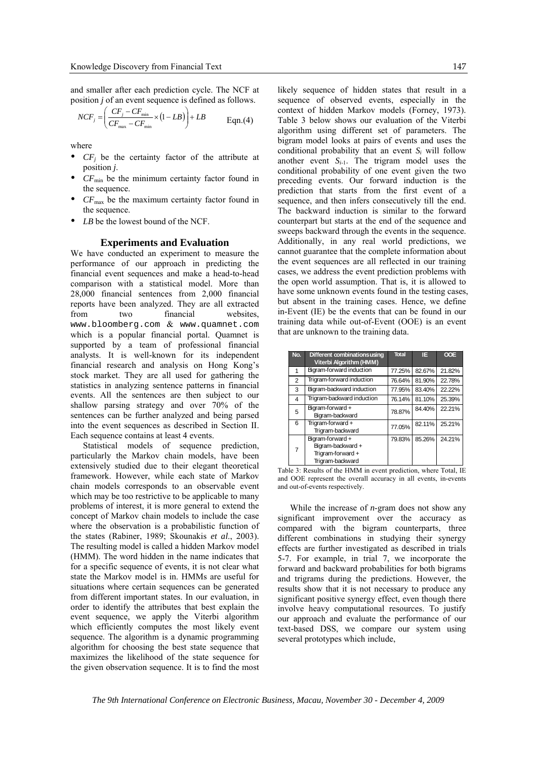and smaller after each prediction cycle. The NCF at position *j* of an event sequence is defined as follows.

$$NCF_j = \left( \frac{CF_j - CF_{\min}}{CF_{\max} - CF_{\min}} \times (1 - LB) \right) + LB \qquad \text{Eqn.(4)}$$

where

- $CF_j$ be the certainty factor of the attribute at position *j*.
- $CF_{\min}$ be the minimum certainty factor found in the sequence.
- $CF_{\max}$ be the maximum certainty factor found in the sequence.
- *LB* be the lowest bound of the NCF.

## Experiments and Evaluation

We have conducted an experiment to measure the performance of our approach in predicting the financial event sequences and make a head-to-head comparison with a statistical model. More than 28,000 financial sentences from 2,000 financial reports have been analyzed. They are all extracted from two financial websites, www.bloomberg.com & www.quamnet.com which is a popular financial portal. Quamnet is supported by a team of professional financial analysts. It is well-known for its independent financial research and analysis on Hong Kong's stock market. They are all used for gathering the statistics in analyzing sentence patterns in financial events. All the sentences are then subject to our shallow parsing strategy and over 70% of the sentences can be further analyzed and being parsed into the event sequences as described in Section II. Each sequence contains at least 4 events.

Statistical models of sequence prediction, particularly the Markov chain models, have been extensively studied due to their elegant theoretical framework. However, while each state of Markov chain models corresponds to an observable event which may be too restrictive to be applicable to many problems of interest, it is more general to extend the concept of Markov chain models to include the case where the observation is a probabilistic function of the states (Rabiner, 1989; Skounakis *et al.*, 2003). The resulting model is called a hidden Markov model (HMM). The word hidden in the name indicates that for a specific sequence of events, it is not clear what state the Markov model is in. HMMs are useful for situations where certain sequences can be generated from different important states. In our evaluation, in order to identify the attributes that best explain the event sequence, we apply the Viterbi algorithm which efficiently computes the most likely event sequence. The algorithm is a dynamic programming algorithm for choosing the best state sequence that maximizes the likelihood of the state sequence for the given observation sequence. It is to find the most likely sequence of hidden states that result in a sequence of observed events, especially in the context of hidden Markov models (Forney, 1973). Table 3 below shows our evaluation of the Viterbi algorithm using different set of parameters. The bigram model looks at pairs of events and uses the conditional probability that an event $S_i$ will follow another event $S_{i-1}$. The trigram model uses the conditional probability of one event given the two preceding events. Our forward induction is the prediction that starts from the first event of a sequence, and then infers consecutively till the end. The backward induction is similar to the forward counterpart but starts at the end of the sequence and sweeps backward through the events in the sequence. Additionally, in any real world predictions, we cannot guarantee that the complete information about the event sequences are all reflected in our training cases, we address the event prediction problems with the open world assumption. That is, it is allowed to have some unknown events found in the testing cases, but absent in the training cases. Hence, we define in-Event (IE) be the events that can be found in our training data while out-of-Event (OOE) is an event that are unknown to the training data.

| No. | Different combinations using Viterbi Algorithm (HMM) | Total | IE | OOE |
|---|---|---|---|---|
| 1 | Bigram-forward induction | 77.25% | 82.67% | 21.82% |
| 2 | Trigram-forward induction | 76.64% | 81.90% | 22.78% |
| 3 | Bigram-backward induction | 77.95% | 83.40% | 22.22% |
| 4 | Trigram-backward induction | 76.14% | 81.10% | 25.39% |
| 5 | Bigram-forward + Bigram-backward | 78.87% | 84.40% | 22.21% |
| 6 | Trigram-forward + Trigram-backward | 77.05% | 82.11% | 25.21% |
| 7 | Bigram-forward + Bigram-backward + Trigram-forward + Trigram-backward | 79.83% | 85.26% | 24.21% |

Table 3: Results of the HMM in event prediction, where Total, IE and OOE represent the overall accuracy in all events, in-events and out-of-events respectively.

While the increase of *n*-gram does not show any significant improvement over the accuracy as compared with the bigram counterparts, three different combinations in studying their synergy effects are further investigated as described in trials 5-7. For example, in trial 7, we incorporate the forward and backward probabilities for both bigrams and trigrams during the predictions. However, the results show that it is not necessary to produce any significant positive synergy effect, even though there involve heavy computational resources. To justify our approach and evaluate the performance of our text-based DSS, we compare our system using several prototypes which include,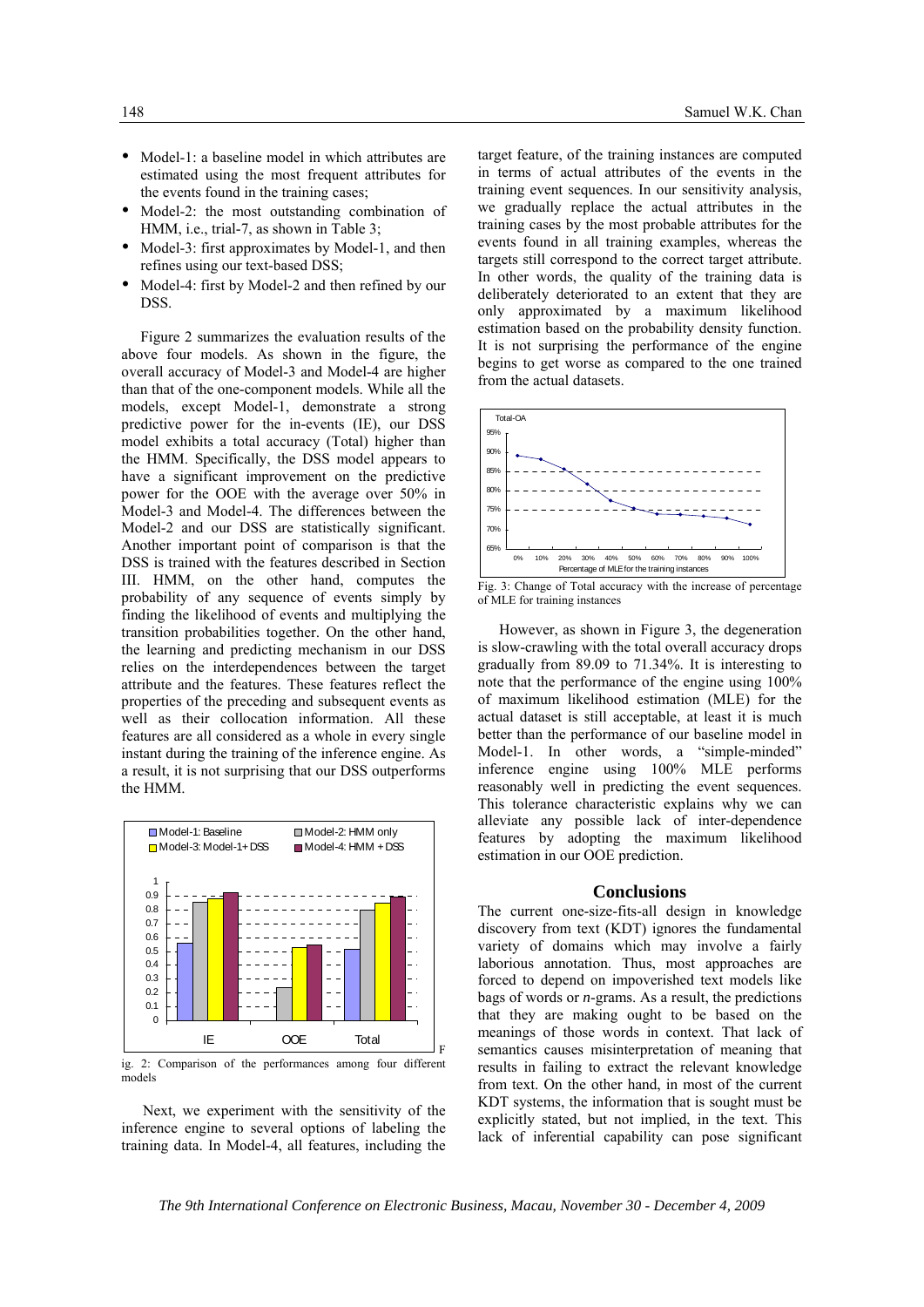- Model-1: a baseline model in which attributes are estimated using the most frequent attributes for the events found in the training cases;
- Model-2: the most outstanding combination of HMM, i.e., trial-7, as shown in Table 3;
- Model-3: first approximates by Model-1, and then refines using our text-based DSS;
- Model-4: first by Model-2 and then refined by our DSS.

Figure 2 summarizes the evaluation results of the above four models. As shown in the figure, the overall accuracy of Model-3 and Model-4 are higher than that of the one-component models. While all the models, except Model-1, demonstrate a strong predictive power for the in-events (IE), our DSS model exhibits a total accuracy (Total) higher than the HMM. Specifically, the DSS model appears to have a significant improvement on the predictive power for the OOE with the average over 50% in Model-3 and Model-4. The differences between the Model-2 and our DSS are statistically significant. Another important point of comparison is that the DSS is trained with the features described in Section III. HMM, on the other hand, computes the probability of any sequence of events simply by finding the likelihood of events and multiplying the transition probabilities together. On the other hand, the learning and predicting mechanism in our DSS relies on the interdependences between the target attribute and the features. These features reflect the properties of the preceding and subsequent events as well as their collocation information. All these features are all considered as a whole in every single instant during the training of the inference engine. As a result, it is not surprising that our DSS outperforms the HMM.

Fig. 2: Comparison of the performances among four different models

Next, we experiment with the sensitivity of the inference engine to several options of labeling the training data. In Model-4, all features, including the target feature, of the training instances are computed in terms of actual attributes of the events in the training event sequences. In our sensitivity analysis, we gradually replace the actual attributes in the training cases by the most probable attributes for the events found in all training examples, whereas the targets still correspond to the correct target attribute. In other words, the quality of the training data is deliberately deteriorated to an extent that they are only approximated by a maximum likelihood estimation based on the probability density function. It is not surprising the performance of the engine begins to get worse as compared to the one trained from the actual datasets.

Fig. 3: Change of Total accuracy with the increase of percentage of MLE for training instances

However, as shown in Figure 3, the degeneration is slow-crawling with the total overall accuracy drops gradually from 89.09 to 71.34%. It is interesting to note that the performance of the engine using 100% of maximum likelihood estimation (MLE) for the actual dataset is still acceptable, at least it is much better than the performance of our baseline model in Model-1. In other words, a "simple-minded" inference engine using 100% MLE performs reasonably well in predicting the event sequences. This tolerance characteristic explains why we can alleviate any possible lack of inter-dependence features by adopting the maximum likelihood estimation in our OOE prediction.

## Conclusions

The current one-size-fits-all design in knowledge discovery from text (KDT) ignores the fundamental variety of domains which may involve a fairly laborious annotation. Thus, most approaches are forced to depend on impoverished text models like bags of words or *n*-grams. As a result, the predictions that they are making ought to be based on the meanings of those words in context. That lack of semantics causes misinterpretation of meaning that results in failing to extract the relevant knowledge from text. On the other hand, in most of the current KDT systems, the information that is sought must be explicitly stated, but not implied, in the text. This lack of inferential capability can pose significant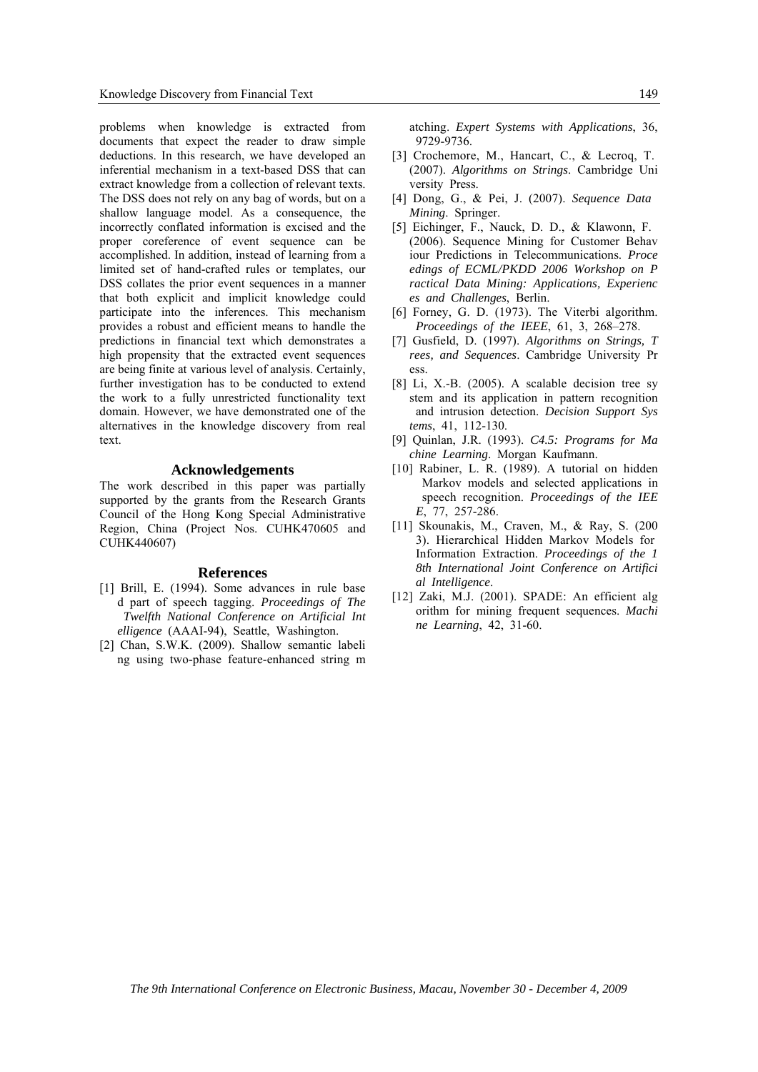problems when knowledge is extracted from documents that expect the reader to draw simple deductions. In this research, we have developed an inferential mechanism in a text-based DSS that can extract knowledge from a collection of relevant texts. The DSS does not rely on any bag of words, but on a shallow language model. As a consequence, the incorrectly conflated information is excised and the proper coreference of event sequence can be accomplished. In addition, instead of learning from a limited set of hand-crafted rules or templates, our DSS collates the prior event sequences in a manner that both explicit and implicit knowledge could participate into the inferences. This mechanism provides a robust and efficient means to handle the predictions in financial text which demonstrates a high propensity that the extracted event sequences are being finite at various level of analysis. Certainly, further investigation has to be conducted to extend the work to a fully unrestricted functionality text domain. However, we have demonstrated one of the alternatives in the knowledge discovery from real text.

## Acknowledgements

The work described in this paper was partially supported by the grants from the Research Grants Council of the Hong Kong Special Administrative Region, China (Project Nos. CUHK470605 and CUHK440607)

## References

[1] Brill, E. (1994). Some advances in rule based part of speech tagging. *Proceedings of The Twelfth National Conference on Artificial Intelligence* (AAAI-94), Seattle, Washington.

[2] Chan, S.W.K. (2009). Shallow semantic labeling using two-phase feature-enhanced string matching. *Expert Systems with Applications*, 36, 9729-9736.

[3] Crochemore, M., Hancart, C., & Lecroq, T. (2007). *Algorithms on Strings*. Cambridge University Press.

[4] Dong, G., & Pei, J. (2007). *Sequence Data Mining*. Springer.

[5] Eichinger, F., Nauck, D. D., & Klawonn, F. (2006). Sequence Mining for Customer Behaviour Predictions in Telecommunications. *Proceedings of ECML/PKDD 2006 Workshop on Practical Data Mining: Applications, Experiences and Challenges*, Berlin.

[6] Forney, G. D. (1973). The Viterbi algorithm. *Proceedings of the IEEE*, 61, 3, 268–278.

[7] Gusfield, D. (1997). *Algorithms on Strings, Trees, and Sequences*. Cambridge University Press.

[8] Li, X.-B. (2005). A scalable decision tree system and its application in pattern recognition and intrusion detection. *Decision Support Systems*, 41, 112-130.

[9] Quinlan, J.R. (1993). *C4.5: Programs for Machine Learning*. Morgan Kaufmann.

[10] Rabiner, L. R. (1989). A tutorial on hidden Markov models and selected applications in speech recognition. *Proceedings of the IEEE*, 77, 257-286.

[11] Skounakis, M., Craven, M., & Ray, S. (2003). Hierarchical Hidden Markov Models for Information Extraction. *Proceedings of the 18th International Joint Conference on Artificial Intelligence*.

[12] Zaki, M.J. (2001). SPADE: An efficient algorithm for mining frequent sequences. *Machine Learning*, 42, 31-60.